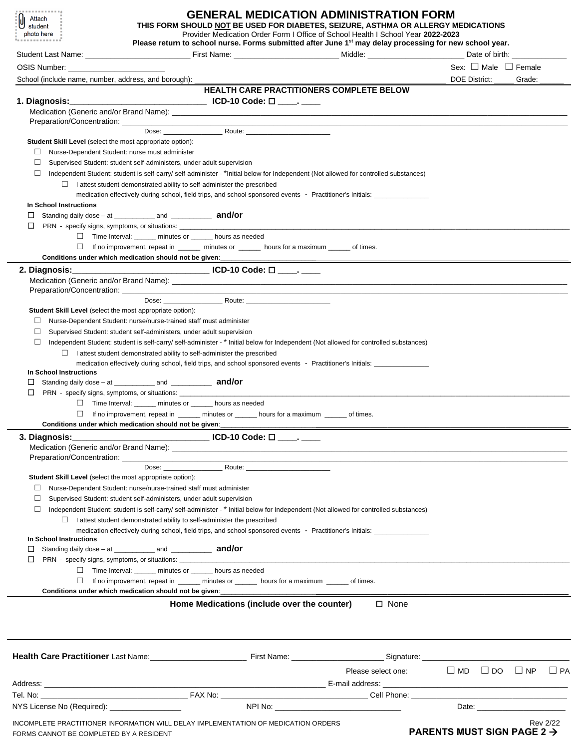Attach student photo here

# GENERAL MEDICATION ADMINISTRATION FORM

**THIS FORM SHOULD NOT BE USED FOR DIABETES, SEIZURE, ASTHMA OR ALLERGY MEDICATIONS**

Provider Medication Order Form I Office of School Health I School Year **2022-2023**

**Please return to school nurse. Forms submitted after June 1st may delay processing for new school year.**

Student Last Name: ____________ First Name: ____________ Middle: ____________ Date of birth: ____________

OSIS Number: ____________ Sex: ☐ Male ☐ Female

School (include name, number, address, and borough): ____________ DOE District: _____ Grade: _____

## HEALTH CARE PRACTITIONERS COMPLETE BELOW

**1. Diagnosis:** ____________ **ICD-10 Code:** ☐ ____. ____

Medication (Generic and/or Brand Name): ____________

Preparation/Concentration: ____________

Dose: ____________ Route: ____________

**Student Skill Level** (select the most appropriate option):

- ☐ Nurse-Dependent Student: nurse must administer
- ☐ Supervised Student: student self-administers, under adult supervision
- ☐ Independent Student: student is self-carry/ self-administer - *Initial below for Independent (Not allowed for controlled substances)
  - ☐ I attest student demonstrated ability to self-administer the prescribed medication effectively during school, field trips, and school sponsored events - Practitioner's Initials: ____________

**In School Instructions**

- ☐ Standing daily dose – at __________ and __________ **and/or**
- ☐ PRN - specify signs, symptoms, or situations: ____________
  - ☐ Time Interval: ______ minutes or ______ hours as needed
  - ☐ If no improvement, repeat in ______ minutes or ______ hours for a maximum ______ of times.

**Conditions under which medication should not be given**: ____________

**2. Diagnosis:** ____________ **ICD-10 Code:** ☐ ____. ____

Medication (Generic and/or Brand Name): ____________

Preparation/Concentration: ____________

Dose: ____________ Route: ____________

**Student Skill Level** (select the most appropriate option):

- ☐ Nurse-Dependent Student: nurse/nurse-trained staff must administer
- ☐ Supervised Student: student self-administers, under adult supervision
- ☐ Independent Student: student is self-carry/ self-administer - * Initial below for Independent (Not allowed for controlled substances)
  - ☐ I attest student demonstrated ability to self-administer the prescribed medication effectively during school, field trips, and school sponsored events - Practitioner's Initials: ____________

**In School Instructions**

- ☐ Standing daily dose – at __________ and __________ **and/or**
- ☐ PRN - specify signs, symptoms, or situations: ____________
  - ☐ Time Interval: ______ minutes or ______ hours as needed
  - ☐ If no improvement, repeat in ______ minutes or ______ hours for a maximum ______ of times.

**Conditions under which medication should not be given**: ____________

**3. Diagnosis:** ____________ **ICD-10 Code:** ☐ ____. ____

Medication (Generic and/or Brand Name): ____________

Preparation/Concentration: ____________

Dose: ____________ Route: ____________

**Student Skill Level** (select the most appropriate option):

- ☐ Nurse-Dependent Student: nurse/nurse-trained staff must administer
- ☐ Supervised Student: student self-administers, under adult supervision
- ☐ Independent Student: student is self-carry/ self-administer - * Initial below for Independent (Not allowed for controlled substances)
  - ☐ I attest student demonstrated ability to self-administer the prescribed medication effectively during school, field trips, and school sponsored events - Practitioner's Initials: ____________

**In School Instructions**

- ☐ Standing daily dose – at __________ and __________ **and/or**
- ☐ PRN - specify signs, symptoms, or situations: ____________
  - ☐ Time Interval: ______ minutes or ______ hours as needed
  - ☐ If no improvement, repeat in ______ minutes or ______ hours for a maximum ______ of times.

**Conditions under which medication should not be given**: ____________

**Home Medications (include over the counter)** ☐ None

**Health Care Practitioner** Last Name: ____________ First Name: ____________ Signature: ____________

Please select one: ☐ MD ☐ DO ☐ NP ☐ PA

Address: ____________ E-mail address: ____________

Tel. No: ____________ FAX No: ____________ Cell Phone: ____________

NYS License No (Required): ____________ NPI No: ____________ Date: ____________

INCOMPLETE PRACTITIONER INFORMATION WILL DELAY IMPLEMENTATION OF MEDICATION ORDERS

FORMS CANNOT BE COMPLETED BY A RESIDENT

Rev 2/22

**PARENTS MUST SIGN PAGE 2 →**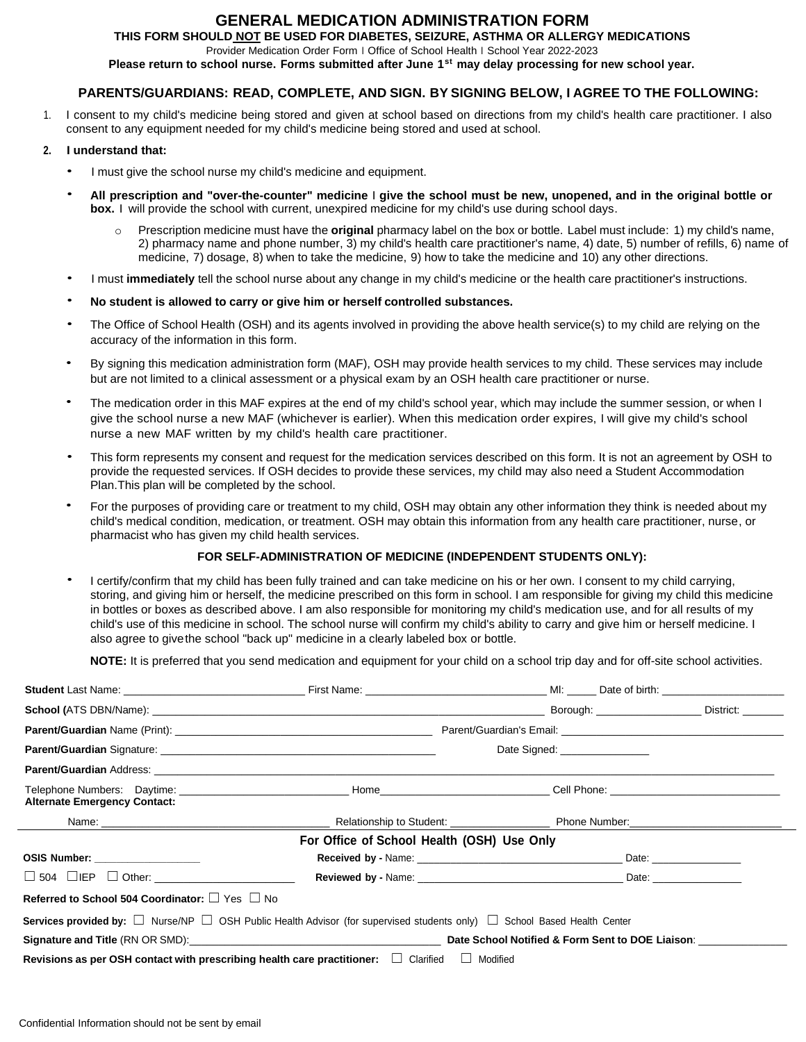# GENERAL MEDICATION ADMINISTRATION FORM

**THIS FORM SHOULD NOT BE USED FOR DIABETES, SEIZURE, ASTHMA OR ALLERGY MEDICATIONS**

Provider Medication Order Form | Office of School Health | School Year 2022-2023

**Please return to school nurse. Forms submitted after June 1st may delay processing for new school year.**

### PARENTS/GUARDIANS: READ, COMPLETE, AND SIGN. BY SIGNING BELOW, I AGREE TO THE FOLLOWING:

1. I consent to my child's medicine being stored and given at school based on directions from my child's health care practitioner. I also consent to any equipment needed for my child's medicine being stored and used at school.
2. **I understand that:**
   - I must give the school nurse my child's medicine and equipment.
   - **All prescription and "over-the-counter" medicine** I **give the school must be new, unopened, and in the original bottle or box.** I will provide the school with current, unexpired medicine for my child's use during school days.
     - Prescription medicine must have the **original** pharmacy label on the box or bottle. Label must include: 1) my child's name, 2) pharmacy name and phone number, 3) my child's health care practitioner's name, 4) date, 5) number of refills, 6) name of medicine, 7) dosage, 8) when to take the medicine, 9) how to take the medicine and 10) any other directions.
   - I must **immediately** tell the school nurse about any change in my child's medicine or the health care practitioner's instructions.
   - **No student is allowed to carry or give him or herself controlled substances.**
   - The Office of School Health (OSH) and its agents involved in providing the above health service(s) to my child are relying on the accuracy of the information in this form.
   - By signing this medication administration form (MAF), OSH may provide health services to my child. These services may include but are not limited to a clinical assessment or a physical exam by an OSH health care practitioner or nurse.
   - The medication order in this MAF expires at the end of my child's school year, which may include the summer session, or when I give the school nurse a new MAF (whichever is earlier). When this medication order expires, I will give my child's school nurse a new MAF written by my child's health care practitioner.
   - This form represents my consent and request for the medication services described on this form. It is not an agreement by OSH to provide the requested services. If OSH decides to provide these services, my child may also need a Student Accommodation Plan.This plan will be completed by the school.
   - For the purposes of providing care or treatment to my child, OSH may obtain any other information they think is needed about my child's medical condition, medication, or treatment. OSH may obtain this information from any health care practitioner, nurse, or pharmacist who has given my child health services.

**FOR SELF-ADMINISTRATION OF MEDICINE (INDEPENDENT STUDENTS ONLY):**

- I certify/confirm that my child has been fully trained and can take medicine on his or her own. I consent to my child carrying, storing, and giving him or herself, the medicine prescribed on this form in school. I am responsible for giving my child this medicine in bottles or boxes as described above. I am also responsible for monitoring my child's medication use, and for all results of my child's use of this medicine in school. The school nurse will confirm my child's ability to carry and give him or herself medicine. I also agree to give the school "back up" medicine in a clearly labeled box or bottle.

**NOTE:** It is preferred that you send medication and equipment for your child on a school trip day and for off-site school activities.

**Student** Last Name: ____________________ First Name: ____________________ MI: _____ Date of birth: ________________

**School (**ATS DBN/Name): ________________________________________ Borough: ______________ District: _______

**Parent/Guardian** Name (Print): ______________________________ Parent/Guardian's Email: ______________________________

**Parent/Guardian** Signature: ______________________________ Date Signed: ______________

**Parent/Guardian** Address: ____________________________________________________________

Telephone Numbers: Daytime: ____________________ Home____________________ Cell Phone: ____________________

**Alternate Emergency Contact:**

Name: ______________________________ Relationship to Student: ______________ Phone Number:____________________

## For Office of School Health (OSH) Use Only

**OSIS Number:** ______________ **Received by -** Name: ______________________________ Date: ______________

☐ 504 ☐IEP ☐ Other: ____________________ **Reviewed by -** Name: ______________________________ Date: ______________

**Referred to School 504 Coordinator:** ☐ Yes ☐ No

**Services provided by:** ☐ Nurse/NP ☐ OSH Public Health Advisor (for supervised students only) ☐ School Based Health Center

**Signature and Title** (RN OR SMD):______________________________ **Date School Notified & Form Sent to DOE Liaison**: ______________

**Revisions as per OSH contact with prescribing health care practitioner:** ☐ Clarified ☐ Modified

Confidential Information should not be sent by email